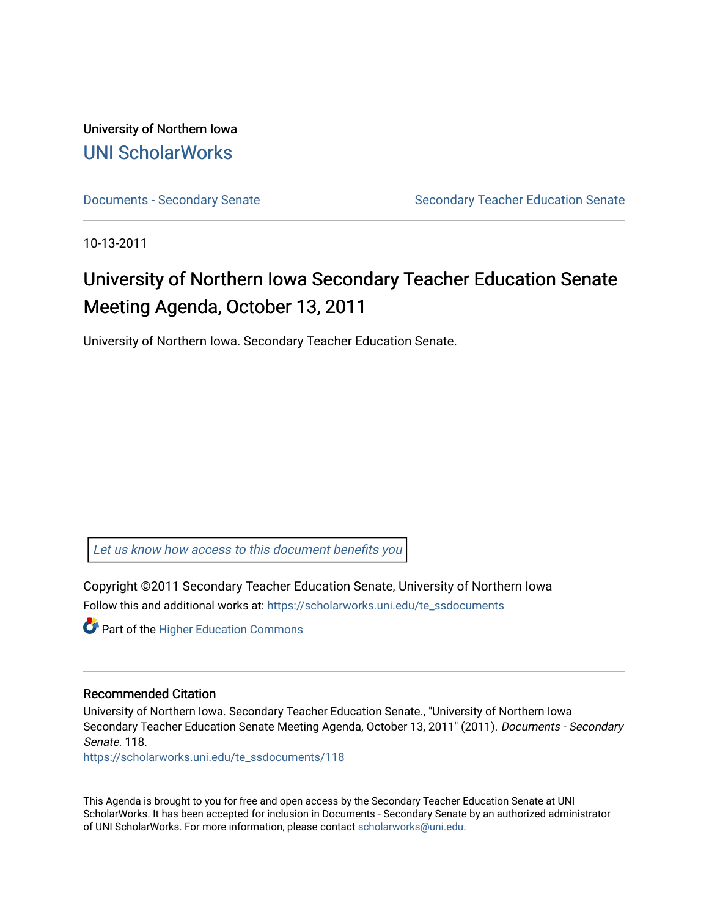University of Northern Iowa

[UNI ScholarWorks](https://scholarworks.uni.edu)

[Documents - Secondary Senate](https://scholarworks.uni.edu/te_ssdocuments) | [Secondary Teacher Education Senate](https://scholarworks.uni.edu/te_ss)

10-13-2011

# University of Northern Iowa Secondary Teacher Education Senate Meeting Agenda, October 13, 2011

University of Northern Iowa. Secondary Teacher Education Senate.

Let us know how access to this document benefits you

Copyright ©2011 Secondary Teacher Education Senate, University of Northern Iowa

Follow this and additional works at: https://scholarworks.uni.edu/te_ssdocuments

Part of the Higher Education Commons

## Recommended Citation

University of Northern Iowa. Secondary Teacher Education Senate., "University of Northern Iowa Secondary Teacher Education Senate Meeting Agenda, October 13, 2011" (2011). *Documents - Secondary Senate*. 118.

https://scholarworks.uni.edu/te_ssdocuments/118

This Agenda is brought to you for free and open access by the Secondary Teacher Education Senate at UNI ScholarWorks. It has been accepted for inclusion in Documents - Secondary Senate by an authorized administrator of UNI ScholarWorks. For more information, please contact scholarworks@uni.edu.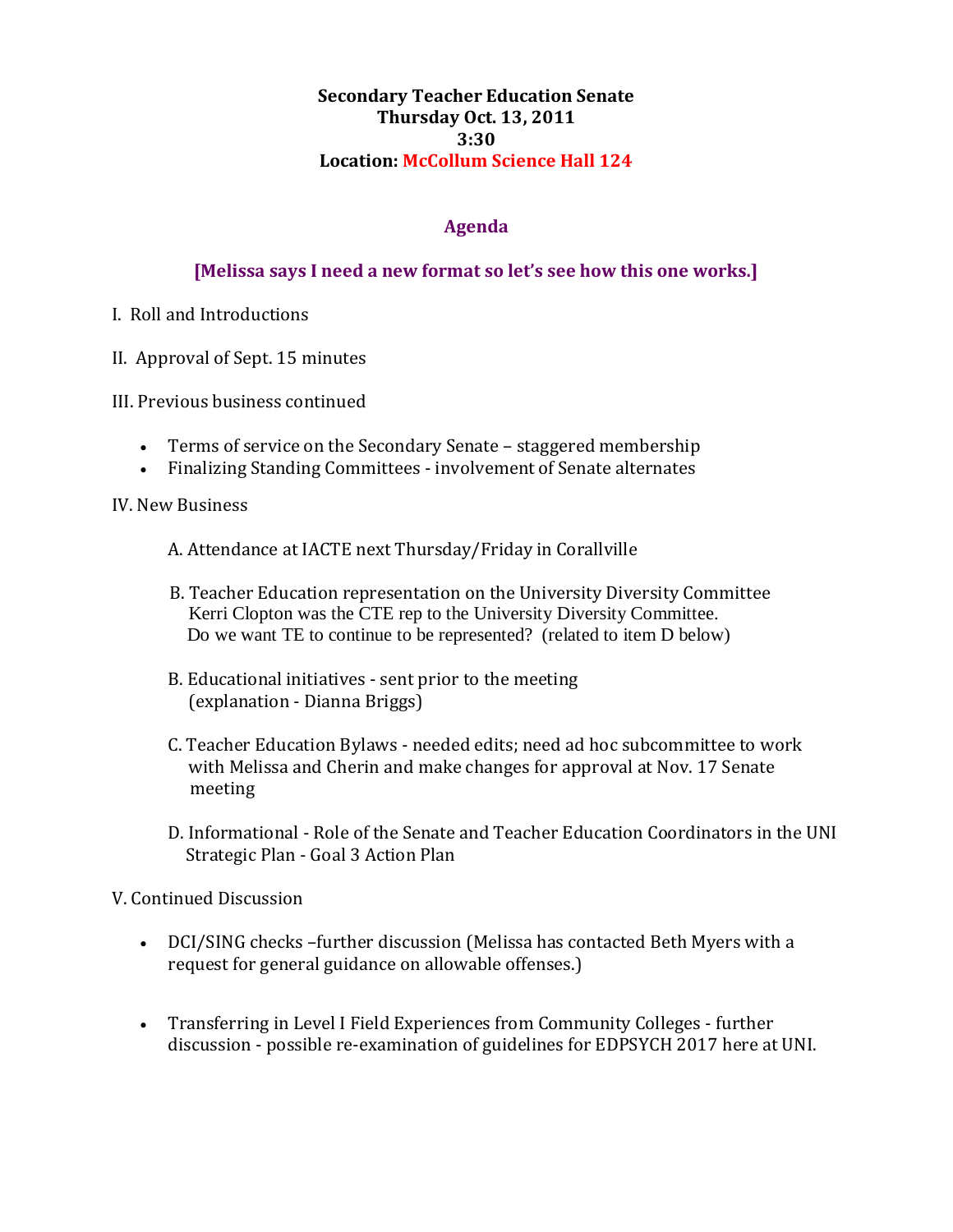**Secondary Teacher Education Senate**
**Thursday Oct. 13, 2011**
**3:30**
**Location: McCollum Science Hall 124**

## Agenda

**[Melissa says I need a new format so let's see how this one works.]**

I. Roll and Introductions

II. Approval of Sept. 15 minutes

III. Previous business continued

- Terms of service on the Secondary Senate – staggered membership
- Finalizing Standing Committees - involvement of Senate alternates

IV. New Business

A. Attendance at IACTE next Thursday/Friday in Corallville

B. Teacher Education representation on the University Diversity Committee
Kerri Clopton was the CTE rep to the University Diversity Committee.
Do we want TE to continue to be represented? (related to item D below)

B. Educational initiatives - sent prior to the meeting
(explanation - Dianna Briggs)

C. Teacher Education Bylaws - needed edits; need ad hoc subcommittee to work with Melissa and Cherin and make changes for approval at Nov. 17 Senate meeting

D. Informational - Role of the Senate and Teacher Education Coordinators in the UNI Strategic Plan - Goal 3 Action Plan

V. Continued Discussion

- DCI/SING checks –further discussion (Melissa has contacted Beth Myers with a request for general guidance on allowable offenses.)

- Transferring in Level I Field Experiences from Community Colleges - further discussion - possible re-examination of guidelines for EDPSYCH 2017 here at UNI.